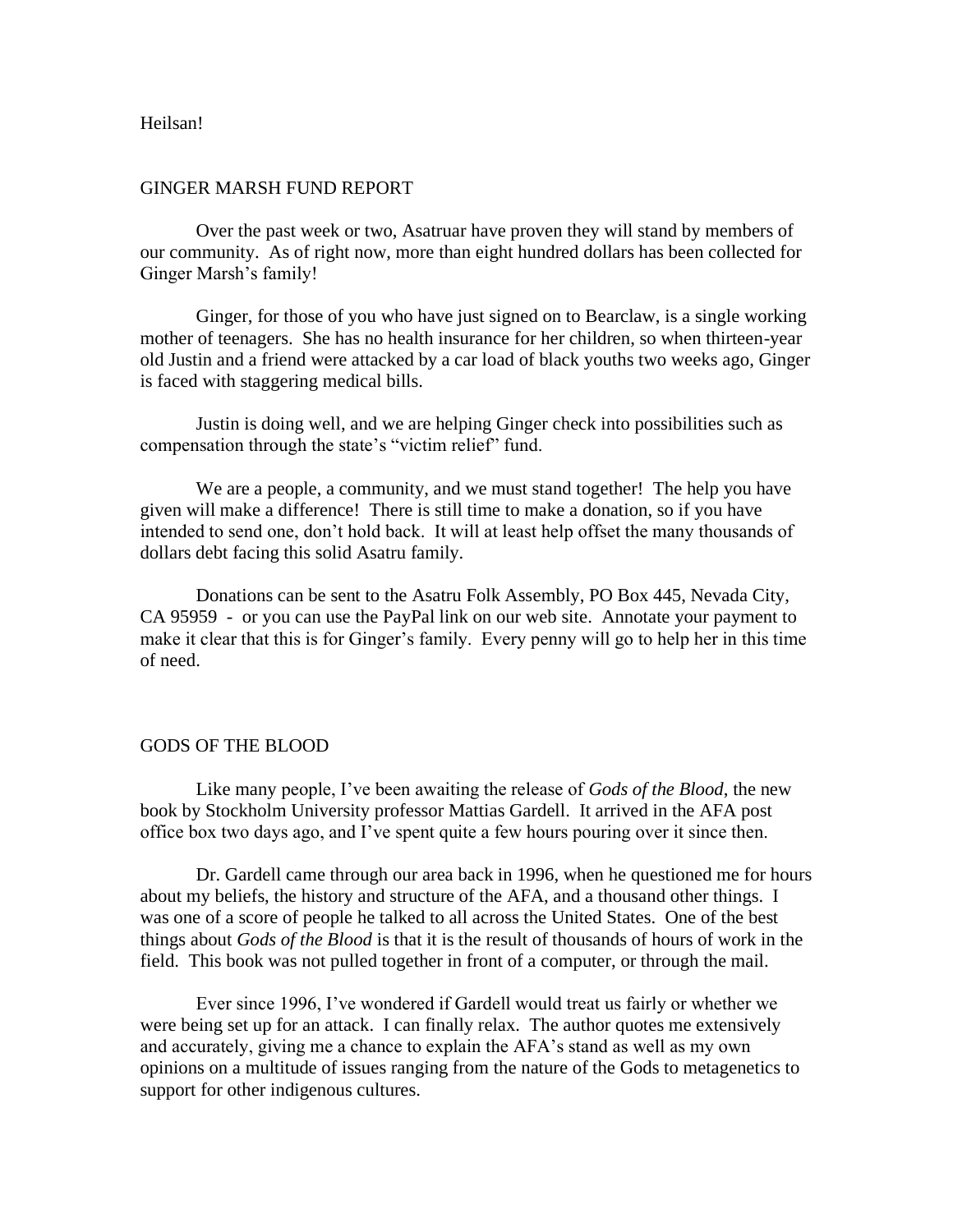Heilsan!

## GINGER MARSH FUND REPORT

Over the past week or two, Asatruar have proven they will stand by members of our community. As of right now, more than eight hundred dollars has been collected for Ginger Marsh's family!

Ginger, for those of you who have just signed on to Bearclaw, is a single working mother of teenagers. She has no health insurance for her children, so when thirteen-year old Justin and a friend were attacked by a car load of black youths two weeks ago, Ginger is faced with staggering medical bills.

Justin is doing well, and we are helping Ginger check into possibilities such as compensation through the state's "victim relief" fund.

We are a people, a community, and we must stand together! The help you have given will make a difference! There is still time to make a donation, so if you have intended to send one, don't hold back. It will at least help offset the many thousands of dollars debt facing this solid Asatru family.

Donations can be sent to the Asatru Folk Assembly, PO Box 445, Nevada City, CA 95959 - or you can use the PayPal link on our web site. Annotate your payment to make it clear that this is for Ginger's family. Every penny will go to help her in this time of need.

## GODS OF THE BLOOD

Like many people, I've been awaiting the release of *Gods of the Blood*, the new book by Stockholm University professor Mattias Gardell. It arrived in the AFA post office box two days ago, and I've spent quite a few hours pouring over it since then.

Dr. Gardell came through our area back in 1996, when he questioned me for hours about my beliefs, the history and structure of the AFA, and a thousand other things. I was one of a score of people he talked to all across the United States. One of the best things about *Gods of the Blood* is that it is the result of thousands of hours of work in the field. This book was not pulled together in front of a computer, or through the mail.

Ever since 1996, I've wondered if Gardell would treat us fairly or whether we were being set up for an attack. I can finally relax. The author quotes me extensively and accurately, giving me a chance to explain the AFA's stand as well as my own opinions on a multitude of issues ranging from the nature of the Gods to metagenetics to support for other indigenous cultures.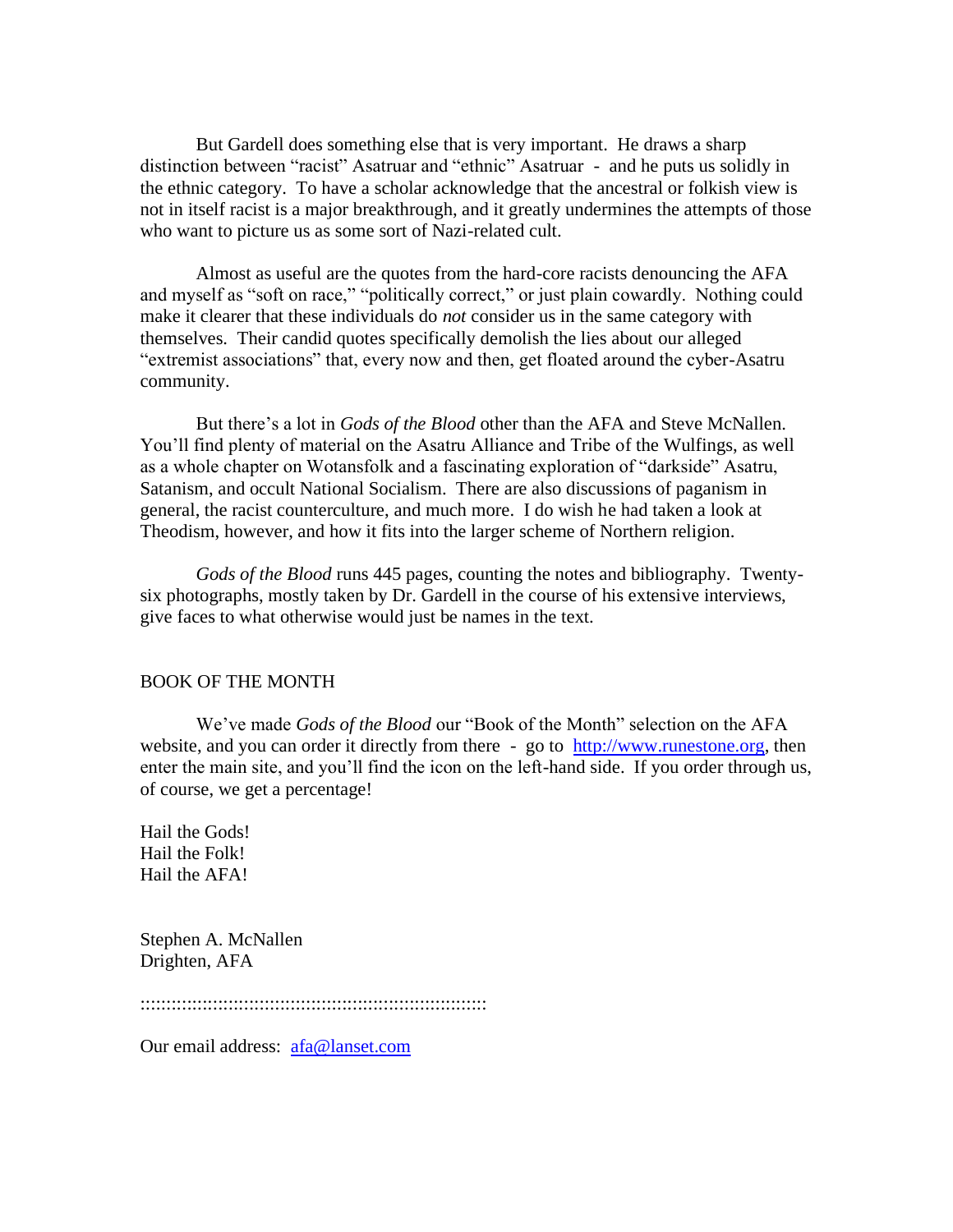But Gardell does something else that is very important. He draws a sharp distinction between "racist" Asatruar and "ethnic" Asatruar - and he puts us solidly in the ethnic category. To have a scholar acknowledge that the ancestral or folkish view is not in itself racist is a major breakthrough, and it greatly undermines the attempts of those who want to picture us as some sort of Nazi-related cult.

Almost as useful are the quotes from the hard-core racists denouncing the AFA and myself as "soft on race," "politically correct," or just plain cowardly. Nothing could make it clearer that these individuals do *not* consider us in the same category with themselves. Their candid quotes specifically demolish the lies about our alleged "extremist associations" that, every now and then, get floated around the cyber-Asatru community.

But there's a lot in *Gods of the Blood* other than the AFA and Steve McNallen. You'll find plenty of material on the Asatru Alliance and Tribe of the Wulfings, as well as a whole chapter on Wotansfolk and a fascinating exploration of "darkside" Asatru, Satanism, and occult National Socialism. There are also discussions of paganism in general, the racist counterculture, and much more. I do wish he had taken a look at Theodism, however, and how it fits into the larger scheme of Northern religion.

*Gods of the Blood* runs 445 pages, counting the notes and bibliography. Twenty-six photographs, mostly taken by Dr. Gardell in the course of his extensive interviews, give faces to what otherwise would just be names in the text.

BOOK OF THE MONTH

We've made *Gods of the Blood* our "Book of the Month" selection on the AFA website, and you can order it directly from there - go to [http://www.runestone.org](http://www.runestone.org), then enter the main site, and you'll find the icon on the left-hand side. If you order through us, of course, we get a percentage!

Hail the Gods!
Hail the Folk!
Hail the AFA!

Stephen A. McNallen
Drighten, AFA

::::::::::::::::::::::::::::::::::::::::::::::::::::::::::::::::::::::

Our email address: [afa@lanset.com](mailto:afa@lanset.com)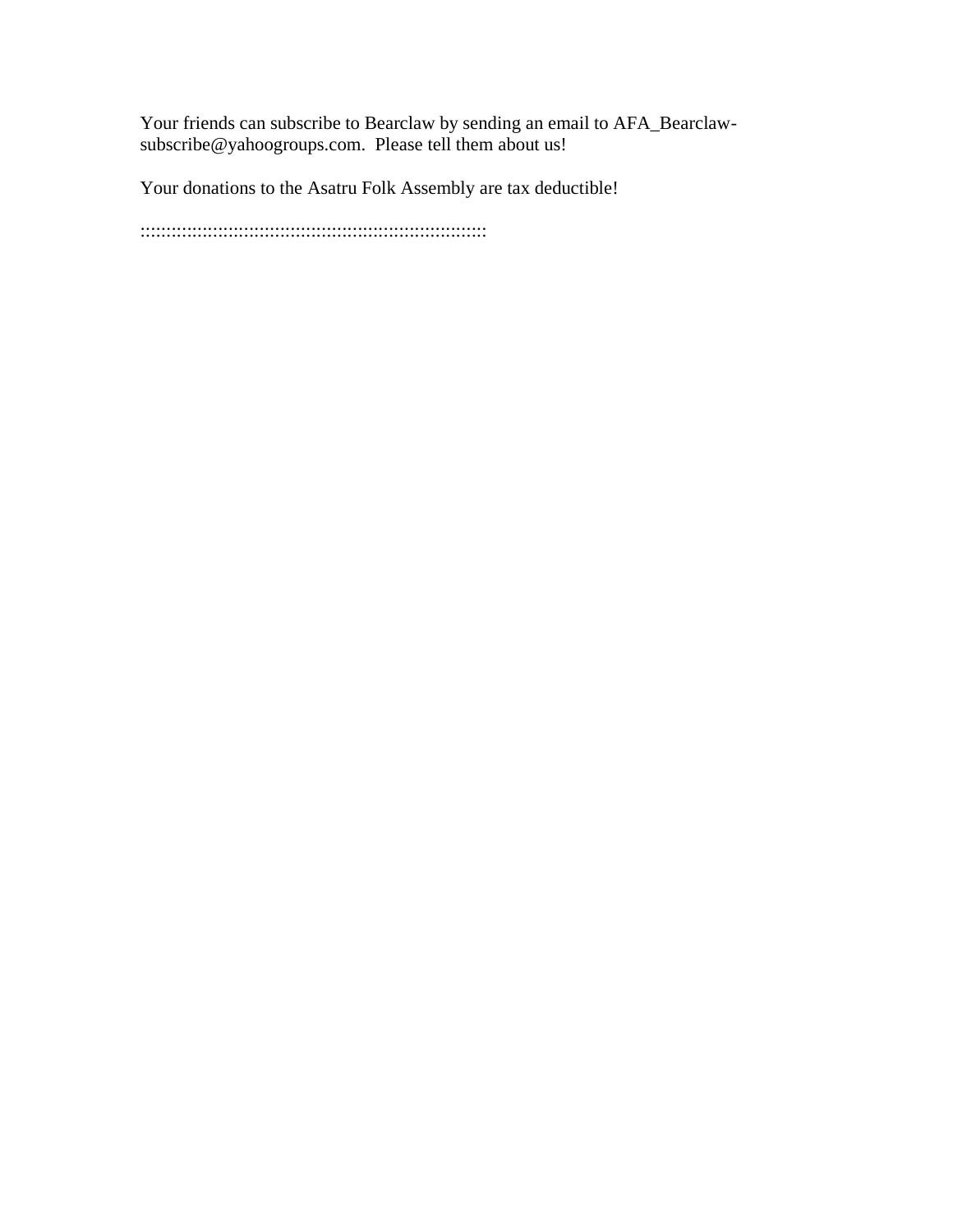Your friends can subscribe to Bearclaw by sending an email to AFA_Bearclaw-subscribe@yahoogroups.com.  Please tell them about us!

Your donations to the Asatru Folk Assembly are tax deductible!

::::::::::::::::::::::::::::::::::::::::::::::::::::::::::::::::::::::